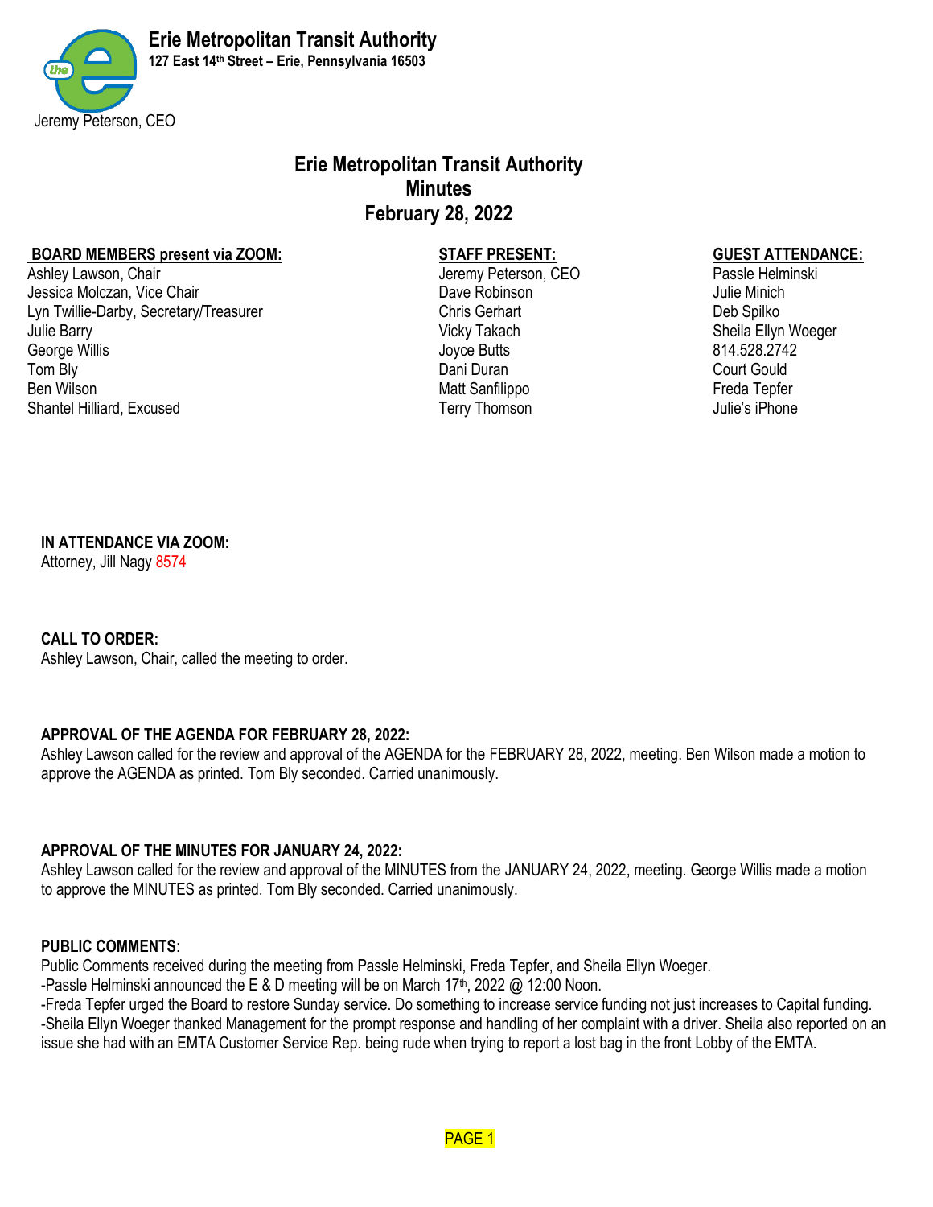**Erie Metropolitan Transit Authority**
**127 East 14th Street – Erie, Pennsylvania 16503**

Jeremy Peterson, CEO

# Erie Metropolitan Transit Authority
## Minutes
## February 28, 2022

| BOARD MEMBERS present via ZOOM: | STAFF PRESENT: | GUEST ATTENDANCE: |
| --- | --- | --- |
| Ashley Lawson, Chair | Jeremy Peterson, CEO | Passle Helminski |
| Jessica Molczan, Vice Chair | Dave Robinson | Julie Minich |
| Lyn Twillie-Darby, Secretary/Treasurer | Chris Gerhart | Deb Spilko |
| Julie Barry | Vicky Takach | Sheila Ellyn Woeger |
| George Willis | Joyce Butts | 814.528.2742 |
| Tom Bly | Dani Duran | Court Gould |
| Ben Wilson | Matt Sanfilippo | Freda Tepfer |
| Shantel Hilliard, Excused | Terry Thomson | Julie's iPhone |

**IN ATTENDANCE VIA ZOOM:**
Attorney, Jill Nagy 8574

**CALL TO ORDER:**
Ashley Lawson, Chair, called the meeting to order.

**APPROVAL OF THE AGENDA FOR FEBRUARY 28, 2022:**
Ashley Lawson called for the review and approval of the AGENDA for the FEBRUARY 28, 2022, meeting. Ben Wilson made a motion to approve the AGENDA as printed. Tom Bly seconded. Carried unanimously.

**APPROVAL OF THE MINUTES FOR JANUARY 24, 2022:**
Ashley Lawson called for the review and approval of the MINUTES from the JANUARY 24, 2022, meeting. George Willis made a motion to approve the MINUTES as printed. Tom Bly seconded. Carried unanimously.

**PUBLIC COMMENTS:**
Public Comments received during the meeting from Passle Helminski, Freda Tepfer, and Sheila Ellyn Woeger.
-Passle Helminski announced the E & D meeting will be on March 17th, 2022 @ 12:00 Noon.
-Freda Tepfer urged the Board to restore Sunday service. Do something to increase service funding not just increases to Capital funding.
-Sheila Ellyn Woeger thanked Management for the prompt response and handling of her complaint with a driver. Sheila also reported on an issue she had with an EMTA Customer Service Rep. being rude when trying to report a lost bag in the front Lobby of the EMTA.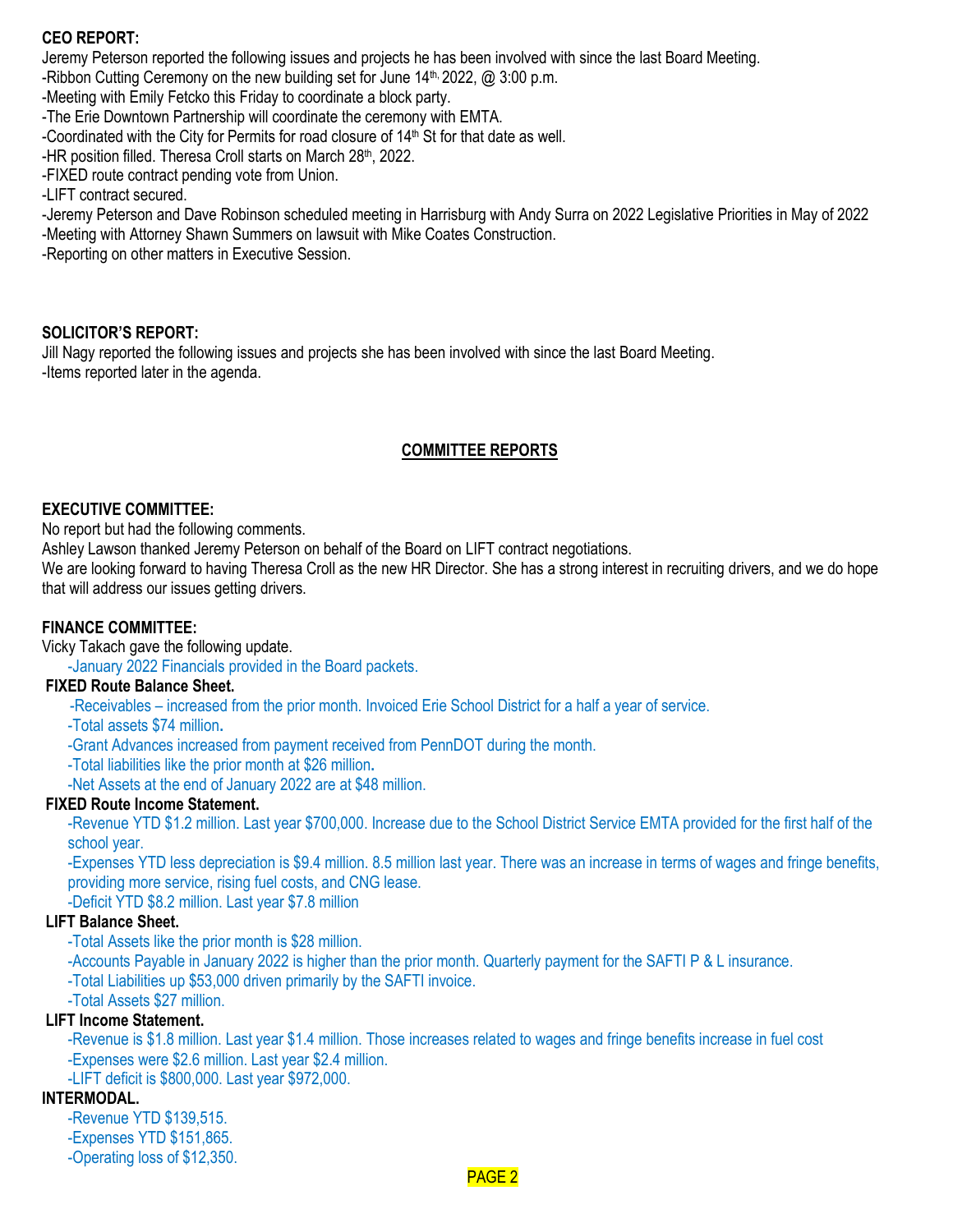**CEO REPORT:**

Jeremy Peterson reported the following issues and projects he has been involved with since the last Board Meeting.

-Ribbon Cutting Ceremony on the new building set for June 14th, 2022, @ 3:00 p.m.

-Meeting with Emily Fetcko this Friday to coordinate a block party.

-The Erie Downtown Partnership will coordinate the ceremony with EMTA.

-Coordinated with the City for Permits for road closure of 14th St for that date as well.

-HR position filled. Theresa Croll starts on March 28th, 2022.

-FIXED route contract pending vote from Union.

-LIFT contract secured.

-Jeremy Peterson and Dave Robinson scheduled meeting in Harrisburg with Andy Surra on 2022 Legislative Priorities in May of 2022

-Meeting with Attorney Shawn Summers on lawsuit with Mike Coates Construction.

-Reporting on other matters in Executive Session.

**SOLICITOR'S REPORT:**

Jill Nagy reported the following issues and projects she has been involved with since the last Board Meeting.

-Items reported later in the agenda.

## COMMITTEE REPORTS

**EXECUTIVE COMMITTEE:**

No report but had the following comments.

Ashley Lawson thanked Jeremy Peterson on behalf of the Board on LIFT contract negotiations.

We are looking forward to having Theresa Croll as the new HR Director. She has a strong interest in recruiting drivers, and we do hope that will address our issues getting drivers.

**FINANCE COMMITTEE:**

Vicky Takach gave the following update.

-January 2022 Financials provided in the Board packets.

**FIXED Route Balance Sheet.**

-Receivables – increased from the prior month. Invoiced Erie School District for a half a year of service.

-Total assets $74 million.

-Grant Advances increased from payment received from PennDOT during the month.

-Total liabilities like the prior month at $26 million.

-Net Assets at the end of January 2022 are at $48 million.

**FIXED Route Income Statement.**

-Revenue YTD $1.2 million. Last year $700,000. Increase due to the School District Service EMTA provided for the first half of the school year.

-Expenses YTD less depreciation is $9.4 million. 8.5 million last year. There was an increase in terms of wages and fringe benefits, providing more service, rising fuel costs, and CNG lease.

-Deficit YTD $8.2 million. Last year $7.8 million

**LIFT Balance Sheet.**

-Total Assets like the prior month is $28 million.

-Accounts Payable in January 2022 is higher than the prior month. Quarterly payment for the SAFTI P & L insurance.

-Total Liabilities up $53,000 driven primarily by the SAFTI invoice.

-Total Assets $27 million.

**LIFT Income Statement.**

-Revenue is $1.8 million. Last year $1.4 million. Those increases related to wages and fringe benefits increase in fuel cost

-Expenses were $2.6 million. Last year $2.4 million.

-LIFT deficit is $800,000. Last year $972,000.

**INTERMODAL.**

-Revenue YTD $139,515.

-Expenses YTD $151,865.

-Operating loss of $12,350.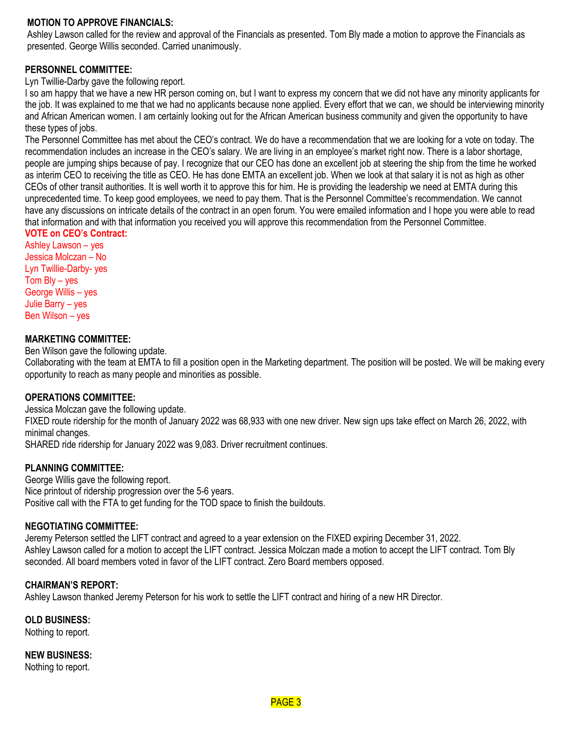**MOTION TO APPROVE FINANCIALS:**
Ashley Lawson called for the review and approval of the Financials as presented. Tom Bly made a motion to approve the Financials as presented. George Willis seconded. Carried unanimously.

**PERSONNEL COMMITTEE:**
Lyn Twillie-Darby gave the following report.
I so am happy that we have a new HR person coming on, but I want to express my concern that we did not have any minority applicants for the job. It was explained to me that we had no applicants because none applied. Every effort that we can, we should be interviewing minority and African American women. I am certainly looking out for the African American business community and given the opportunity to have these types of jobs.
The Personnel Committee has met about the CEO's contract. We do have a recommendation that we are looking for a vote on today. The recommendation includes an increase in the CEO's salary. We are living in an employee's market right now. There is a labor shortage, people are jumping ships because of pay. I recognize that our CEO has done an excellent job at steering the ship from the time he worked as interim CEO to receiving the title as CEO. He has done EMTA an excellent job. When we look at that salary it is not as high as other CEOs of other transit authorities. It is well worth it to approve this for him. He is providing the leadership we need at EMTA during this unprecedented time. To keep good employees, we need to pay them. That is the Personnel Committee's recommendation. We cannot have any discussions on intricate details of the contract in an open forum. You were emailed information and I hope you were able to read that information and with that information you received you will approve this recommendation from the Personnel Committee.

**VOTE on CEO's Contract:**
Ashley Lawson – yes
Jessica Molczan – No
Lyn Twillie-Darby- yes
Tom Bly – yes
George Willis – yes
Julie Barry – yes
Ben Wilson – yes

**MARKETING COMMITTEE:**
Ben Wilson gave the following update.
Collaborating with the team at EMTA to fill a position open in the Marketing department. The position will be posted. We will be making every opportunity to reach as many people and minorities as possible.

**OPERATIONS COMMITTEE:**
Jessica Molczan gave the following update.
FIXED route ridership for the month of January 2022 was 68,933 with one new driver. New sign ups take effect on March 26, 2022, with minimal changes.
SHARED ride ridership for January 2022 was 9,083. Driver recruitment continues.

**PLANNING COMMITTEE:**
George Willis gave the following report.
Nice printout of ridership progression over the 5-6 years.
Positive call with the FTA to get funding for the TOD space to finish the buildouts.

**NEGOTIATING COMMITTEE:**
Jeremy Peterson settled the LIFT contract and agreed to a year extension on the FIXED expiring December 31, 2022.
Ashley Lawson called for a motion to accept the LIFT contract. Jessica Molczan made a motion to accept the LIFT contract. Tom Bly seconded. All board members voted in favor of the LIFT contract. Zero Board members opposed.

**CHAIRMAN'S REPORT:**
Ashley Lawson thanked Jeremy Peterson for his work to settle the LIFT contract and hiring of a new HR Director.

**OLD BUSINESS:**
Nothing to report.

**NEW BUSINESS:**
Nothing to report.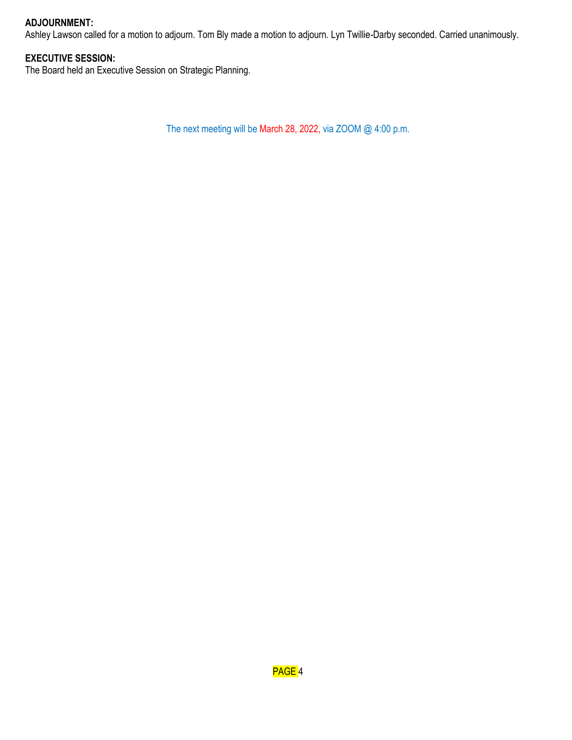**ADJOURNMENT:**
Ashley Lawson called for a motion to adjourn. Tom Bly made a motion to adjourn. Lyn Twillie-Darby seconded. Carried unanimously.

**EXECUTIVE SESSION:**
The Board held an Executive Session on Strategic Planning.

The next meeting will be March 28, 2022, via ZOOM @ 4:00 p.m.